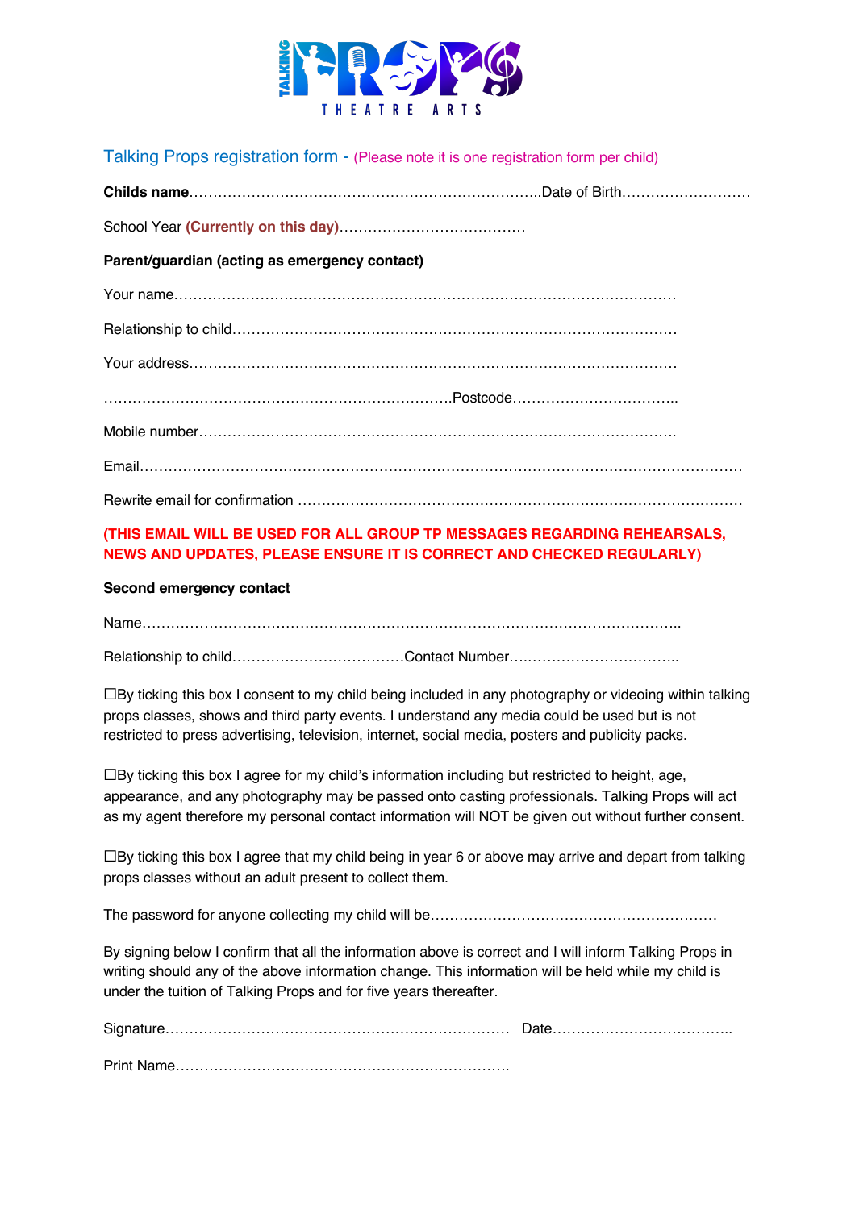TALKING PROPS THEATRE ARTS

## Talking Props registration form - (Please note it is one registration form per child)

**Childs name**……………………………………………………………..Date of Birth………………………

School Year **(Currently on this day)**…………………………………

**Parent/guardian (acting as emergency contact)**

Your name…………………………………………………………………………………………

Relationship to child………………………………………………………………………………

Your address………………………………………………………………………………………

……………………………………………………………….Postcode……………………………..

Mobile number…………………………………………………………………………………….

Email…………………………………………………………………………………………………

Rewrite email for confirmation ……………………………………………………………………

**(THIS EMAIL WILL BE USED FOR ALL GROUP TP MESSAGES REGARDING REHEARSALS, NEWS AND UPDATES, PLEASE ENSURE IT IS CORRECT AND CHECKED REGULARLY)**

**Second emergency contact**

Name………………………………………………………………………………………………..

Relationship to child………………………………Contact Number…..………………………….

☐By ticking this box I consent to my child being included in any photography or videoing within talking props classes, shows and third party events. I understand any media could be used but is not restricted to press advertising, television, internet, social media, posters and publicity packs.

☐By ticking this box I agree for my child's information including but restricted to height, age, appearance, and any photography may be passed onto casting professionals. Talking Props will act as my agent therefore my personal contact information will NOT be given out without further consent.

☐By ticking this box I agree that my child being in year 6 or above may arrive and depart from talking props classes without an adult present to collect them.

The password for anyone collecting my child will be……………………………………………………

By signing below I confirm that all the information above is correct and I will inform Talking Props in writing should any of the above information change. This information will be held while my child is under the tuition of Talking Props and for five years thereafter.

Signature……………………………………………………………… Date………………………………..

Print Name…………………………………………………………….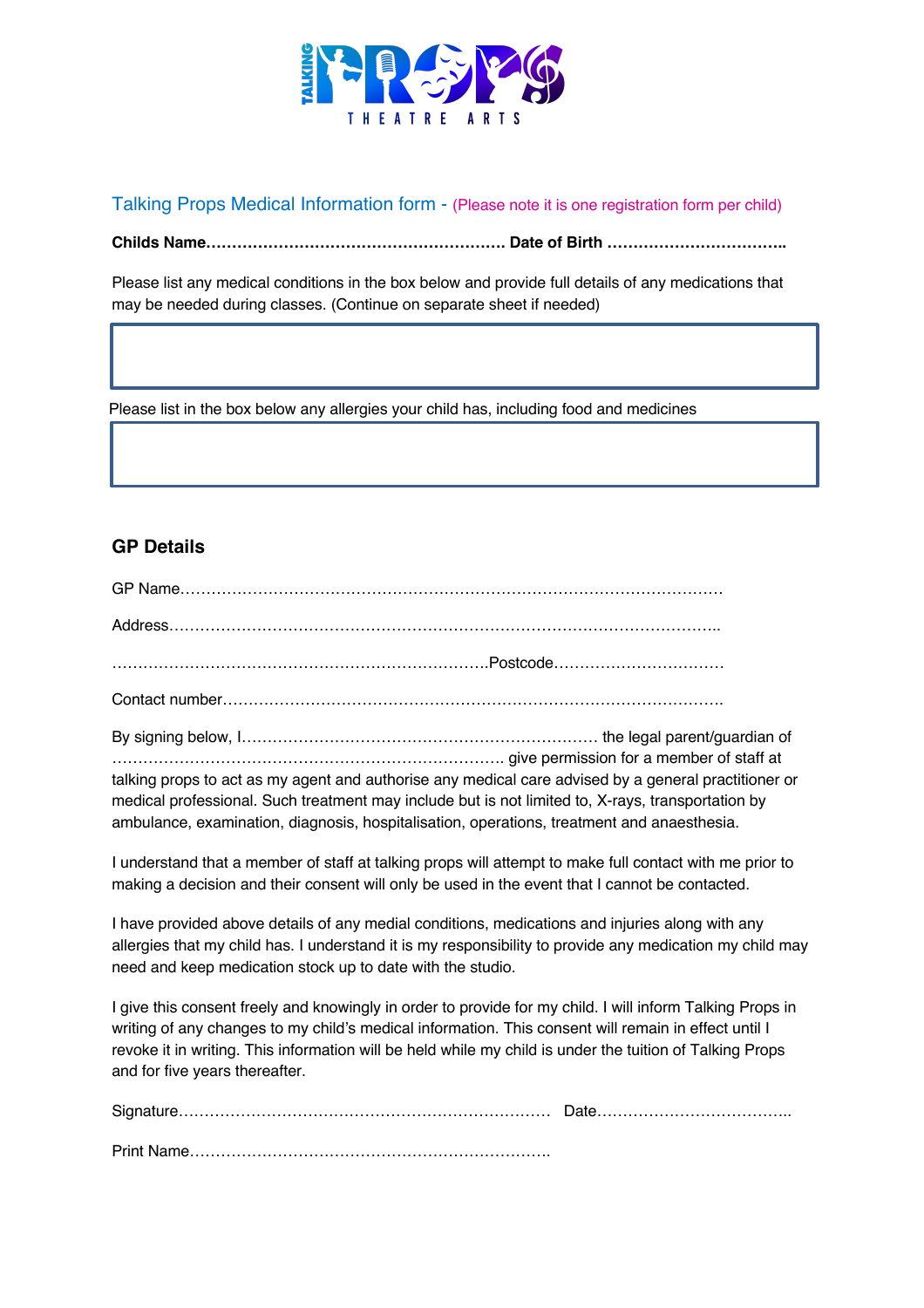TALKING PROPS THEATRE ARTS

## Talking Props Medical Information form - (Please note it is one registration form per child)

**Childs Name………………………………………………… Date of Birth ……………………………..**

Please list any medical conditions in the box below and provide full details of any medications that may be needed during classes. (Continue on separate sheet if needed)

| |
|---|
| |

Please list in the box below any allergies your child has, including food and medicines

| |
|---|
| |

## GP Details

GP Name…………………………………………………………………………………………

Address…………………………………………………………………………………………..

……………………………………………………………….Postcode……………………………

Contact number…………………………………………………………………………………….

By signing below, I…………………………………………………………… the legal parent/guardian of ……………………………………………………………….. give permission for a member of staff at talking props to act as my agent and authorise any medical care advised by a general practitioner or medical professional. Such treatment may include but is not limited to, X-rays, transportation by ambulance, examination, diagnosis, hospitalisation, operations, treatment and anaesthesia.

I understand that a member of staff at talking props will attempt to make full contact with me prior to making a decision and their consent will only be used in the event that I cannot be contacted.

I have provided above details of any medial conditions, medications and injuries along with any allergies that my child has. I understand it is my responsibility to provide any medication my child may need and keep medication stock up to date with the studio.

I give this consent freely and knowingly in order to provide for my child. I will inform Talking Props in writing of any changes to my child's medical information. This consent will remain in effect until I revoke it in writing. This information will be held while my child is under the tuition of Talking Props and for five years thereafter.

Signature……………………………………………………………… Date………………………………..

Print Name…………………………………………………………….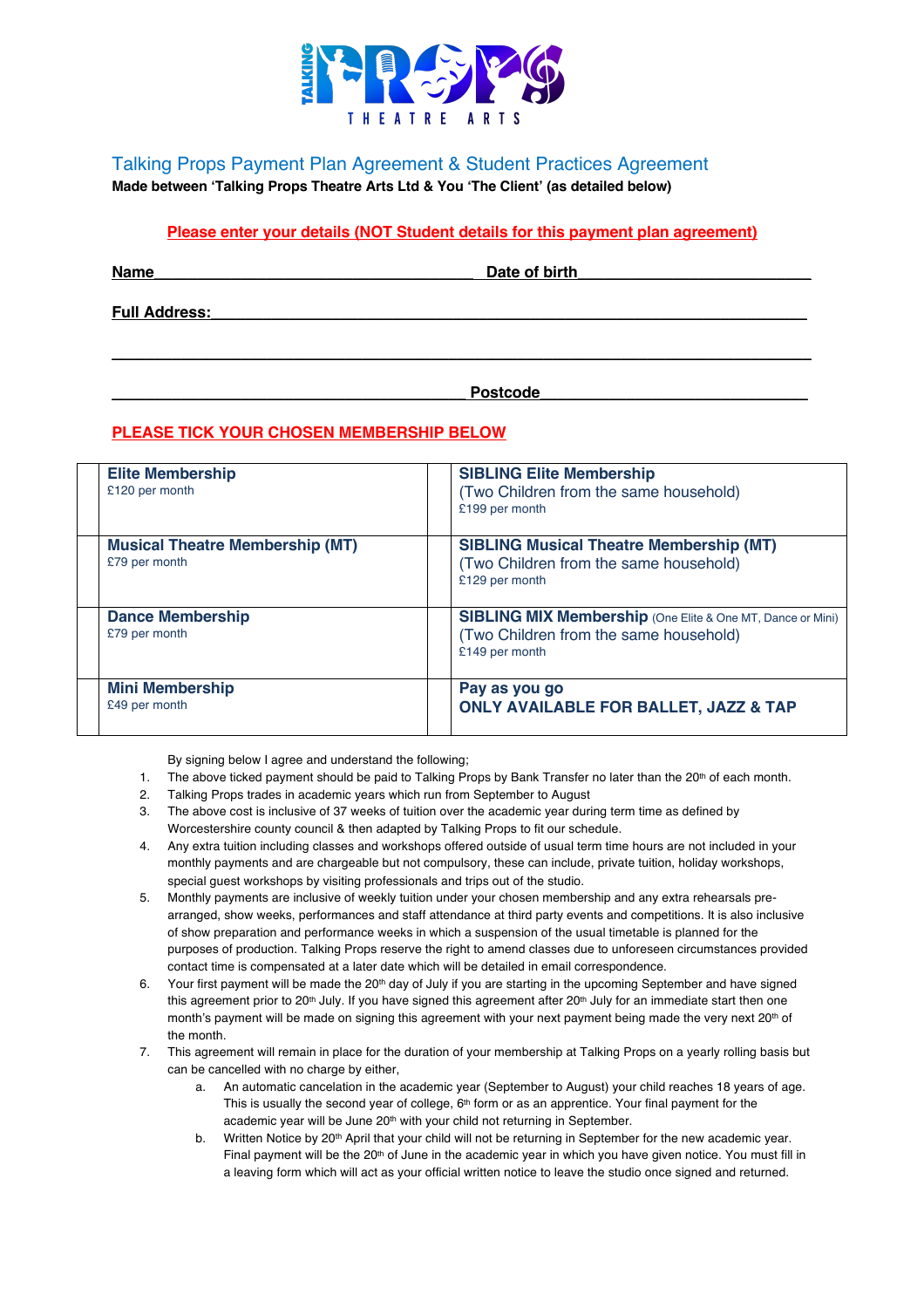TALKING PROPS THEATRE ARTS

## Talking Props Payment Plan Agreement & Student Practices Agreement

**Made between 'Talking Props Theatre Arts Ltd & You 'The Client' (as detailed below)**

**Please enter your details (NOT Student details for this payment plan agreement)**

**Name**\_\_\_\_\_\_\_\_\_\_\_\_\_\_\_\_\_\_\_\_\_\_\_\_\_\_\_\_\_\_\_\_\_\_\_\_\_\_\_ **Date of birth**\_\_\_\_\_\_\_\_\_\_\_\_\_\_\_\_\_\_\_\_\_\_\_\_\_\_\_\_

**Full Address:**\_\_\_\_\_\_\_\_\_\_\_\_\_\_\_\_\_\_\_\_\_\_\_\_\_\_\_\_\_\_\_\_\_\_\_\_\_\_\_\_\_\_\_\_\_\_\_\_\_\_\_\_\_\_\_\_\_\_\_\_\_\_\_\_\_\_\_\_\_\_

\_\_\_\_\_\_\_\_\_\_\_\_\_\_\_\_\_\_\_\_\_\_\_\_\_\_\_\_\_\_\_\_\_\_\_\_\_\_\_\_\_\_\_\_\_\_\_\_\_\_\_\_\_\_\_\_\_\_\_\_\_\_\_\_\_\_\_\_\_\_\_\_\_\_\_\_\_\_\_\_\_\_\_\_

\_\_\_\_\_\_\_\_\_\_\_\_\_\_\_\_\_\_\_\_\_\_\_\_\_\_\_\_\_\_\_\_\_\_\_\_\_\_\_\_\_\_\_ **Postcode**\_\_\_\_\_\_\_\_\_\_\_\_\_\_\_\_\_\_\_\_\_\_\_\_\_\_\_\_\_\_\_\_\_

**PLEASE TICK YOUR CHOSEN MEMBERSHIP BELOW**

| | | | |
|---|---|---|---|
| | **Elite Membership**<br>£120 per month | | **SIBLING Elite Membership**<br>(Two Children from the same household)<br>£199 per month |
| | **Musical Theatre Membership (MT)**<br>£79 per month | | **SIBLING Musical Theatre Membership (MT)**<br>(Two Children from the same household)<br>£129 per month |
| | **Dance Membership**<br>£79 per month | | **SIBLING MIX Membership** (One Elite & One MT, Dance or Mini)<br>(Two Children from the same household)<br>£149 per month |
| | **Mini Membership**<br>£49 per month | | **Pay as you go**<br>**ONLY AVAILABLE FOR BALLET, JAZZ & TAP** |

By signing below I agree and understand the following;

1. The above ticked payment should be paid to Talking Props by Bank Transfer no later than the 20th of each month.
2. Talking Props trades in academic years which run from September to August
3. The above cost is inclusive of 37 weeks of tuition over the academic year during term time as defined by Worcestershire county council & then adapted by Talking Props to fit our schedule.
4. Any extra tuition including classes and workshops offered outside of usual term time hours are not included in your monthly payments and are chargeable but not compulsory, these can include, private tuition, holiday workshops, special guest workshops by visiting professionals and trips out of the studio.
5. Monthly payments are inclusive of weekly tuition under your chosen membership and any extra rehearsals pre-arranged, show weeks, performances and staff attendance at third party events and competitions. It is also inclusive of show preparation and performance weeks in which a suspension of the usual timetable is planned for the purposes of production. Talking Props reserve the right to amend classes due to unforeseen circumstances provided contact time is compensated at a later date which will be detailed in email correspondence.
6. Your first payment will be made the 20th day of July if you are starting in the upcoming September and have signed this agreement prior to 20th July. If you have signed this agreement after 20th July for an immediate start then one month's payment will be made on signing this agreement with your next payment being made the very next 20th of the month.
7. This agreement will remain in place for the duration of your membership at Talking Props on a yearly rolling basis but can be cancelled with no charge by either,
    a. An automatic cancelation in the academic year (September to August) your child reaches 18 years of age. This is usually the second year of college, 6th form or as an apprentice. Your final payment for the academic year will be June 20th with your child not returning in September.
    b. Written Notice by 20th April that your child will not be returning in September for the new academic year. Final payment will be the 20th of June in the academic year in which you have given notice. You must fill in a leaving form which will act as your official written notice to leave the studio once signed and returned.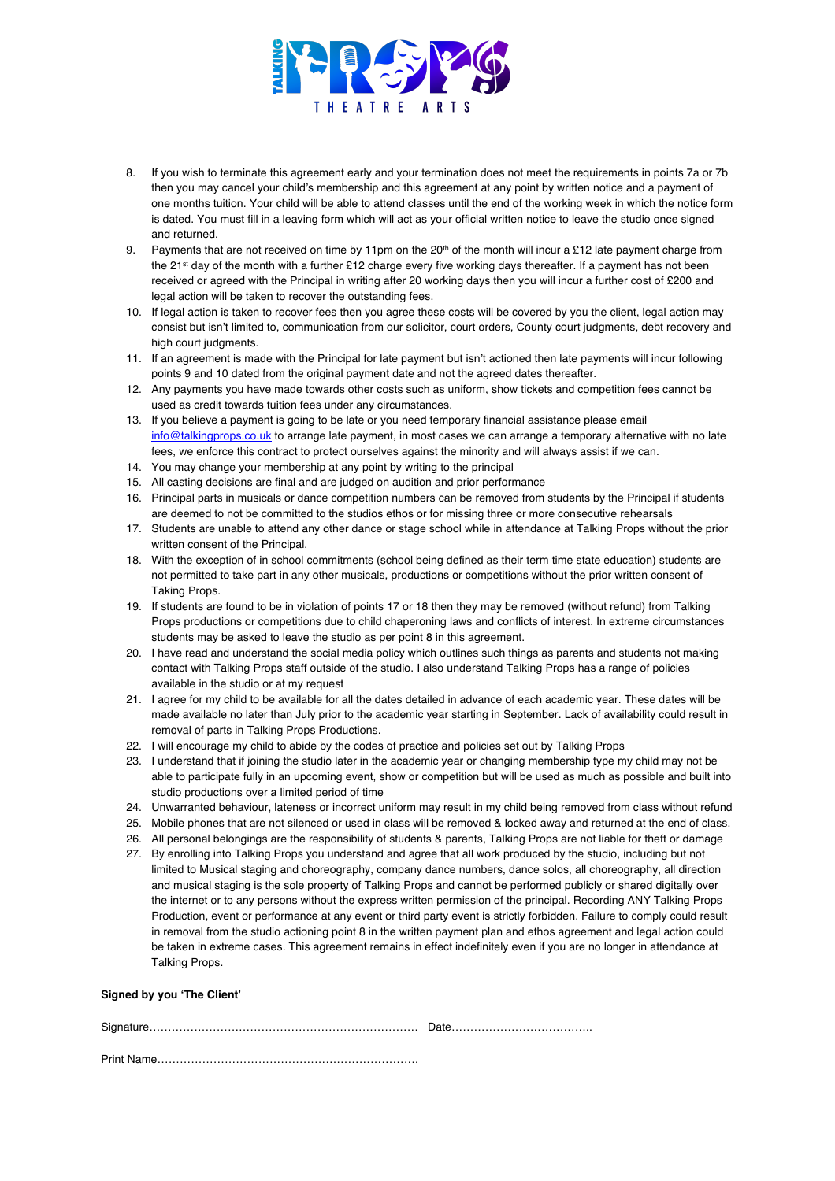8. If you wish to terminate this agreement early and your termination does not meet the requirements in points 7a or 7b then you may cancel your child's membership and this agreement at any point by written notice and a payment of one months tuition. Your child will be able to attend classes until the end of the working week in which the notice form is dated. You must fill in a leaving form which will act as your official written notice to leave the studio once signed and returned.
9. Payments that are not received on time by 11pm on the 20th of the month will incur a £12 late payment charge from the 21st day of the month with a further £12 charge every five working days thereafter. If a payment has not been received or agreed with the Principal in writing after 20 working days then you will incur a further cost of £200 and legal action will be taken to recover the outstanding fees.
10. If legal action is taken to recover fees then you agree these costs will be covered by you the client, legal action may consist but isn't limited to, communication from our solicitor, court orders, County court judgments, debt recovery and high court judgments.
11. If an agreement is made with the Principal for late payment but isn't actioned then late payments will incur following points 9 and 10 dated from the original payment date and not the agreed dates thereafter.
12. Any payments you have made towards other costs such as uniform, show tickets and competition fees cannot be used as credit towards tuition fees under any circumstances.
13. If you believe a payment is going to be late or you need temporary financial assistance please email info@talkingprops.co.uk to arrange late payment, in most cases we can arrange a temporary alternative with no late fees, we enforce this contract to protect ourselves against the minority and will always assist if we can.
14. You may change your membership at any point by writing to the principal
15. All casting decisions are final and are judged on audition and prior performance
16. Principal parts in musicals or dance competition numbers can be removed from students by the Principal if students are deemed to not be committed to the studios ethos or for missing three or more consecutive rehearsals
17. Students are unable to attend any other dance or stage school while in attendance at Talking Props without the prior written consent of the Principal.
18. With the exception of in school commitments (school being defined as their term time state education) students are not permitted to take part in any other musicals, productions or competitions without the prior written consent of Taking Props.
19. If students are found to be in violation of points 17 or 18 then they may be removed (without refund) from Talking Props productions or competitions due to child chaperoning laws and conflicts of interest. In extreme circumstances students may be asked to leave the studio as per point 8 in this agreement.
20. I have read and understand the social media policy which outlines such things as parents and students not making contact with Talking Props staff outside of the studio. I also understand Talking Props has a range of policies available in the studio or at my request
21. I agree for my child to be available for all the dates detailed in advance of each academic year. These dates will be made available no later than July prior to the academic year starting in September. Lack of availability could result in removal of parts in Talking Props Productions.
22. I will encourage my child to abide by the codes of practice and policies set out by Talking Props
23. I understand that if joining the studio later in the academic year or changing membership type my child may not be able to participate fully in an upcoming event, show or competition but will be used as much as possible and built into studio productions over a limited period of time
24. Unwarranted behaviour, lateness or incorrect uniform may result in my child being removed from class without refund
25. Mobile phones that are not silenced or used in class will be removed & locked away and returned at the end of class.
26. All personal belongings are the responsibility of students & parents, Talking Props are not liable for theft or damage
27. By enrolling into Talking Props you understand and agree that all work produced by the studio, including but not limited to Musical staging and choreography, company dance numbers, dance solos, all choreography, all direction and musical staging is the sole property of Talking Props and cannot be performed publicly or shared digitally over the internet or to any persons without the express written permission of the principal. Recording ANY Talking Props Production, event or performance at any event or third party event is strictly forbidden. Failure to comply could result in removal from the studio actioning point 8 in the written payment plan and ethos agreement and legal action could be taken in extreme cases. This agreement remains in effect indefinitely even if you are no longer in attendance at Talking Props.

**Signed by you 'The Client'**

Signature…………………………………………………………… Date………………………………..

Print Name…………………………………………………………..